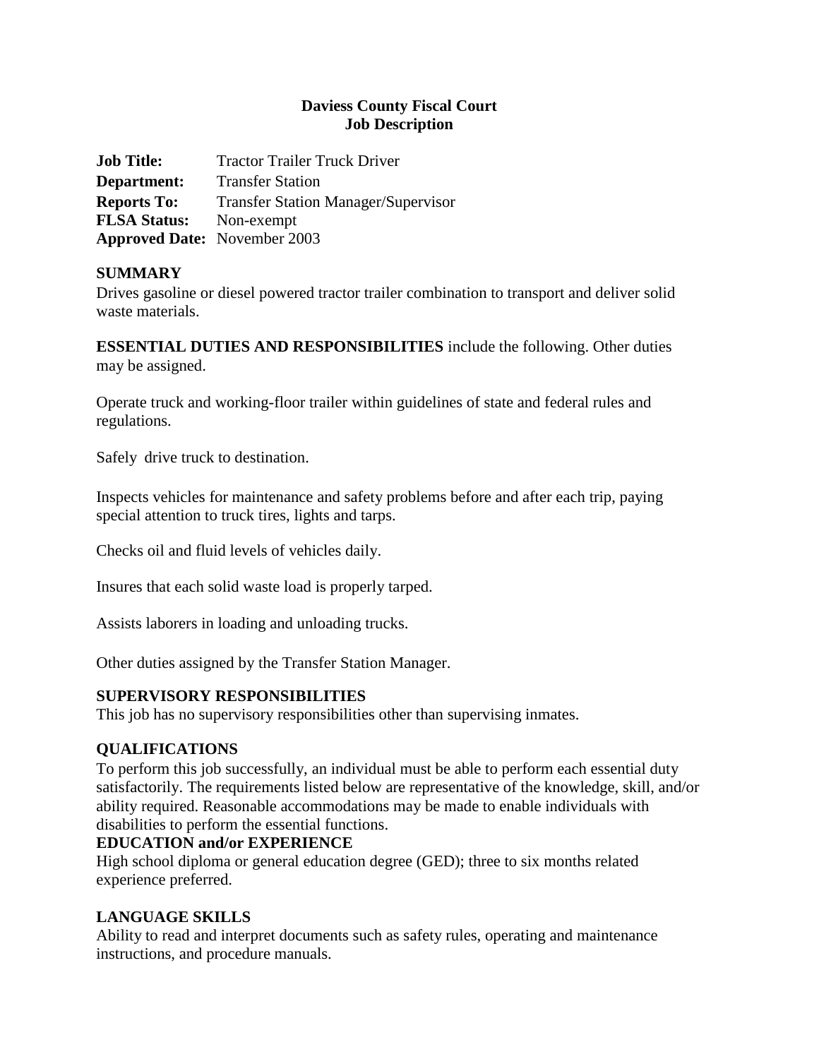**Daviess County Fiscal Court**
**Job Description**

**Job Title:** Tractor Trailer Truck Driver
**Department:** Transfer Station
**Reports To:** Transfer Station Manager/Supervisor
**FLSA Status:** Non-exempt
**Approved Date:** November 2003

## SUMMARY

Drives gasoline or diesel powered tractor trailer combination to transport and deliver solid waste materials.

**ESSENTIAL DUTIES AND RESPONSIBILITIES** include the following. Other duties may be assigned.

Operate truck and working-floor trailer within guidelines of state and federal rules and regulations.

Safely drive truck to destination.

Inspects vehicles for maintenance and safety problems before and after each trip, paying special attention to truck tires, lights and tarps.

Checks oil and fluid levels of vehicles daily.

Insures that each solid waste load is properly tarped.

Assists laborers in loading and unloading trucks.

Other duties assigned by the Transfer Station Manager.

## SUPERVISORY RESPONSIBILITIES

This job has no supervisory responsibilities other than supervising inmates.

## QUALIFICATIONS

To perform this job successfully, an individual must be able to perform each essential duty satisfactorily. The requirements listed below are representative of the knowledge, skill, and/or ability required. Reasonable accommodations may be made to enable individuals with disabilities to perform the essential functions.

### EDUCATION and/or EXPERIENCE

High school diploma or general education degree (GED); three to six months related experience preferred.

## LANGUAGE SKILLS

Ability to read and interpret documents such as safety rules, operating and maintenance instructions, and procedure manuals.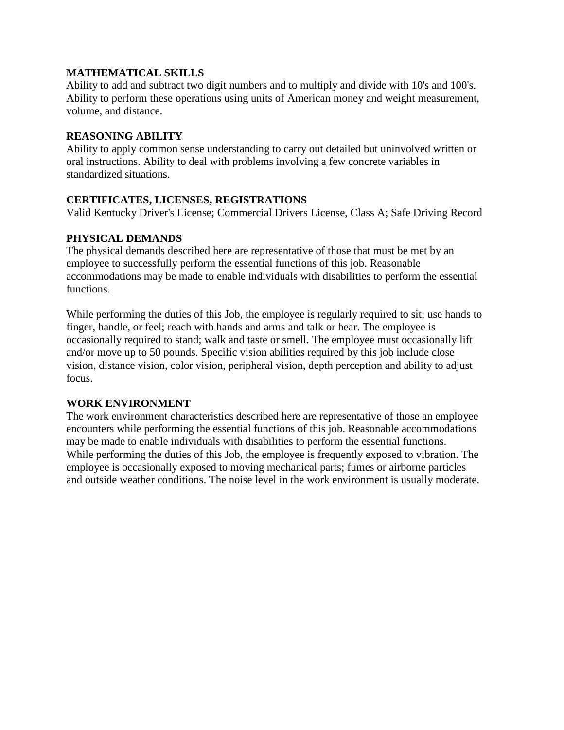**MATHEMATICAL SKILLS**
Ability to add and subtract two digit numbers and to multiply and divide with 10's and 100's. Ability to perform these operations using units of American money and weight measurement, volume, and distance.

**REASONING ABILITY**
Ability to apply common sense understanding to carry out detailed but uninvolved written or oral instructions. Ability to deal with problems involving a few concrete variables in standardized situations.

**CERTIFICATES, LICENSES, REGISTRATIONS**
Valid Kentucky Driver's License; Commercial Drivers License, Class A; Safe Driving Record

**PHYSICAL DEMANDS**
The physical demands described here are representative of those that must be met by an employee to successfully perform the essential functions of this job. Reasonable accommodations may be made to enable individuals with disabilities to perform the essential functions.

While performing the duties of this Job, the employee is regularly required to sit; use hands to finger, handle, or feel; reach with hands and arms and talk or hear. The employee is occasionally required to stand; walk and taste or smell. The employee must occasionally lift and/or move up to 50 pounds. Specific vision abilities required by this job include close vision, distance vision, color vision, peripheral vision, depth perception and ability to adjust focus.

**WORK ENVIRONMENT**
The work environment characteristics described here are representative of those an employee encounters while performing the essential functions of this job. Reasonable accommodations may be made to enable individuals with disabilities to perform the essential functions. While performing the duties of this Job, the employee is frequently exposed to vibration. The employee is occasionally exposed to moving mechanical parts; fumes or airborne particles and outside weather conditions. The noise level in the work environment is usually moderate.